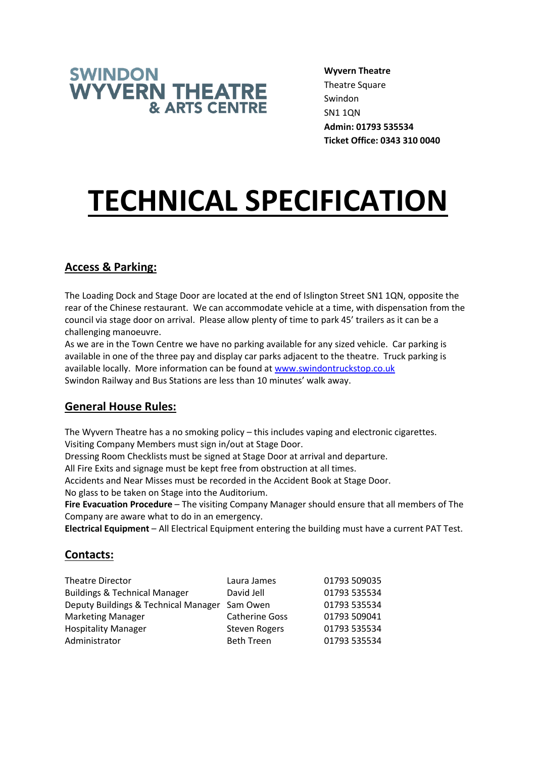SWINDON
WYVERN THEATRE
& ARTS CENTRE

**Wyvern Theatre**
Theatre Square
Swindon
SN1 1QN
**Admin: 01793 535534**
**Ticket Office: 0343 310 0040**

# TECHNICAL SPECIFICATION

## Access & Parking:

The Loading Dock and Stage Door are located at the end of Islington Street SN1 1QN, opposite the rear of the Chinese restaurant. We can accommodate vehicle at a time, with dispensation from the council via stage door on arrival. Please allow plenty of time to park 45' trailers as it can be a challenging manoeuvre.
As we are in the Town Centre we have no parking available for any sized vehicle. Car parking is available in one of the three pay and display car parks adjacent to the theatre. Truck parking is available locally. More information can be found at [www.swindontruckstop.co.uk](http://www.swindontruckstop.co.uk)
Swindon Railway and Bus Stations are less than 10 minutes' walk away.

## General House Rules:

The Wyvern Theatre has a no smoking policy – this includes vaping and electronic cigarettes.
Visiting Company Members must sign in/out at Stage Door.
Dressing Room Checklists must be signed at Stage Door at arrival and departure.
All Fire Exits and signage must be kept free from obstruction at all times.
Accidents and Near Misses must be recorded in the Accident Book at Stage Door.
No glass to be taken on Stage into the Auditorium.
**Fire Evacuation Procedure** – The visiting Company Manager should ensure that all members of The Company are aware what to do in an emergency.
**Electrical Equipment** – All Electrical Equipment entering the building must have a current PAT Test.

## Contacts:

| | | |
|---|---|---|
| Theatre Director | Laura James | 01793 509035 |
| Buildings & Technical Manager | David Jell | 01793 535534 |
| Deputy Buildings & Technical Manager | Sam Owen | 01793 535534 |
| Marketing Manager | Catherine Goss | 01793 509041 |
| Hospitality Manager | Steven Rogers | 01793 535534 |
| Administrator | Beth Treen | 01793 535534 |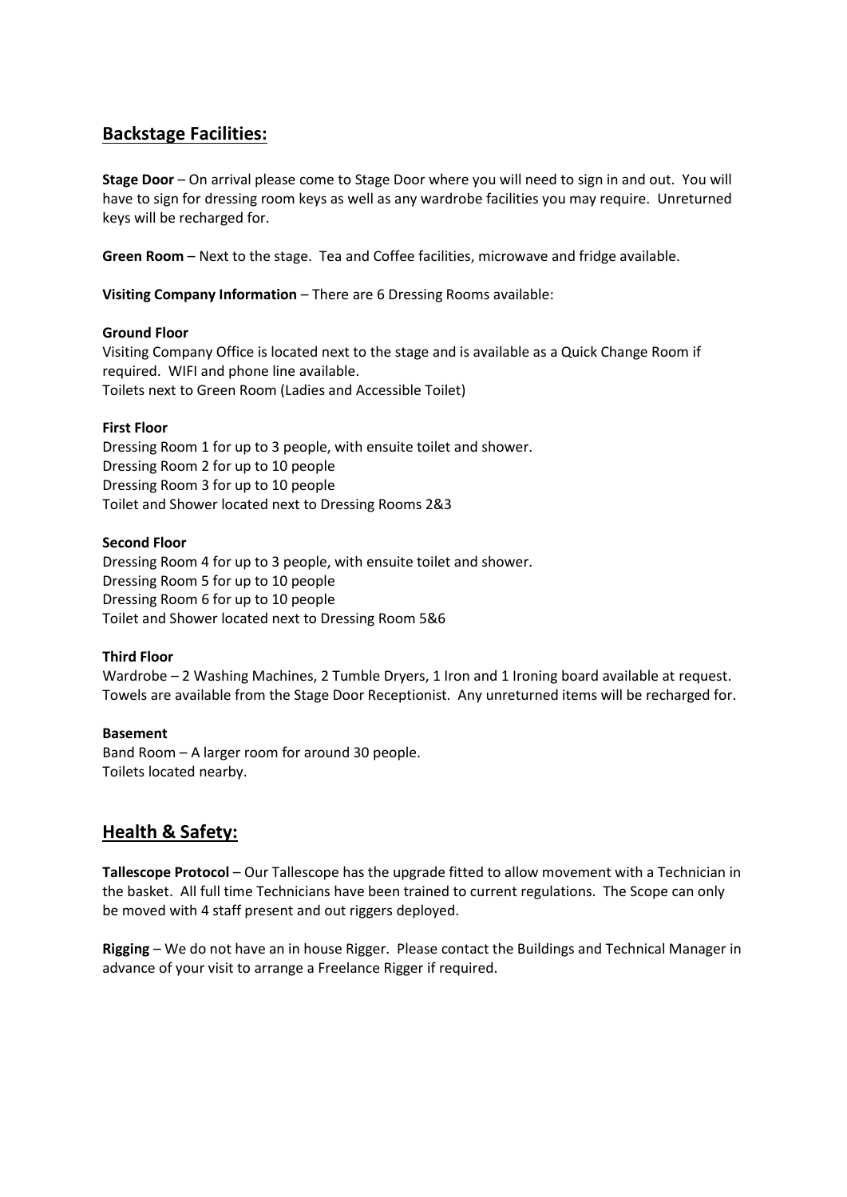## Backstage Facilities:

**Stage Door** – On arrival please come to Stage Door where you will need to sign in and out. You will have to sign for dressing room keys as well as any wardrobe facilities you may require. Unreturned keys will be recharged for.

**Green Room** – Next to the stage. Tea and Coffee facilities, microwave and fridge available.

**Visiting Company Information** – There are 6 Dressing Rooms available:

**Ground Floor**
Visiting Company Office is located next to the stage and is available as a Quick Change Room if required. WIFI and phone line available.
Toilets next to Green Room (Ladies and Accessible Toilet)

**First Floor**
Dressing Room 1 for up to 3 people, with ensuite toilet and shower.
Dressing Room 2 for up to 10 people
Dressing Room 3 for up to 10 people
Toilet and Shower located next to Dressing Rooms 2&3

**Second Floor**
Dressing Room 4 for up to 3 people, with ensuite toilet and shower.
Dressing Room 5 for up to 10 people
Dressing Room 6 for up to 10 people
Toilet and Shower located next to Dressing Room 5&6

**Third Floor**
Wardrobe – 2 Washing Machines, 2 Tumble Dryers, 1 Iron and 1 Ironing board available at request.
Towels are available from the Stage Door Receptionist. Any unreturned items will be recharged for.

**Basement**
Band Room – A larger room for around 30 people.
Toilets located nearby.

## Health & Safety:

**Tallescope Protocol** – Our Tallescope has the upgrade fitted to allow movement with a Technician in the basket. All full time Technicians have been trained to current regulations. The Scope can only be moved with 4 staff present and out riggers deployed.

**Rigging** – We do not have an in house Rigger. Please contact the Buildings and Technical Manager in advance of your visit to arrange a Freelance Rigger if required.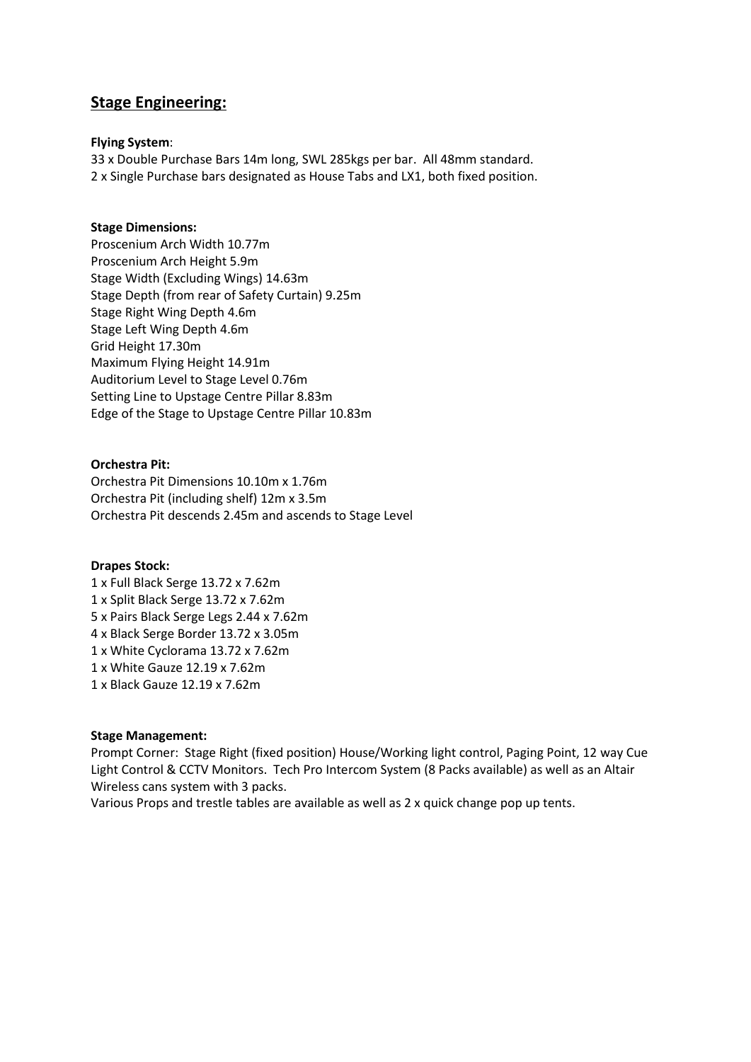## Stage Engineering:

**Flying System**:

33 x Double Purchase Bars 14m long, SWL 285kgs per bar. All 48mm standard.
2 x Single Purchase bars designated as House Tabs and LX1, both fixed position.

**Stage Dimensions:**

Proscenium Arch Width 10.77m
Proscenium Arch Height 5.9m
Stage Width (Excluding Wings) 14.63m
Stage Depth (from rear of Safety Curtain) 9.25m
Stage Right Wing Depth 4.6m
Stage Left Wing Depth 4.6m
Grid Height 17.30m
Maximum Flying Height 14.91m
Auditorium Level to Stage Level 0.76m
Setting Line to Upstage Centre Pillar 8.83m
Edge of the Stage to Upstage Centre Pillar 10.83m

**Orchestra Pit:**

Orchestra Pit Dimensions 10.10m x 1.76m
Orchestra Pit (including shelf) 12m x 3.5m
Orchestra Pit descends 2.45m and ascends to Stage Level

**Drapes Stock:**

1 x Full Black Serge 13.72 x 7.62m
1 x Split Black Serge 13.72 x 7.62m
5 x Pairs Black Serge Legs 2.44 x 7.62m
4 x Black Serge Border 13.72 x 3.05m
1 x White Cyclorama 13.72 x 7.62m
1 x White Gauze 12.19 x 7.62m
1 x Black Gauze 12.19 x 7.62m

**Stage Management:**

Prompt Corner: Stage Right (fixed position) House/Working light control, Paging Point, 12 way Cue Light Control & CCTV Monitors. Tech Pro Intercom System (8 Packs available) as well as an Altair Wireless cans system with 3 packs.
Various Props and trestle tables are available as well as 2 x quick change pop up tents.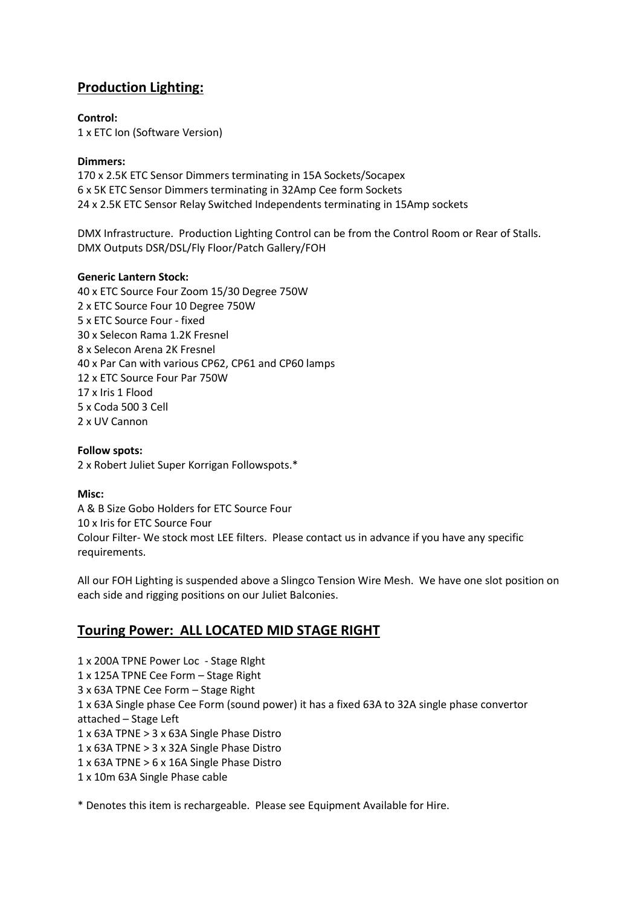## Production Lighting:

**Control:**
1 x ETC Ion (Software Version)

**Dimmers:**
170 x 2.5K ETC Sensor Dimmers terminating in 15A Sockets/Socapex
6 x 5K ETC Sensor Dimmers terminating in 32Amp Cee form Sockets
24 x 2.5K ETC Sensor Relay Switched Independents terminating in 15Amp sockets

DMX Infrastructure. Production Lighting Control can be from the Control Room or Rear of Stalls.
DMX Outputs DSR/DSL/Fly Floor/Patch Gallery/FOH

**Generic Lantern Stock:**
40 x ETC Source Four Zoom 15/30 Degree 750W
2 x ETC Source Four 10 Degree 750W
5 x ETC Source Four - fixed
30 x Selecon Rama 1.2K Fresnel
8 x Selecon Arena 2K Fresnel
40 x Par Can with various CP62, CP61 and CP60 lamps
12 x ETC Source Four Par 750W
17 x Iris 1 Flood
5 x Coda 500 3 Cell
2 x UV Cannon

**Follow spots:**
2 x Robert Juliet Super Korrigan Followspots.*

**Misc:**
A & B Size Gobo Holders for ETC Source Four
10 x Iris for ETC Source Four
Colour Filter- We stock most LEE filters. Please contact us in advance if you have any specific requirements.

All our FOH Lighting is suspended above a Slingco Tension Wire Mesh. We have one slot position on each side and rigging positions on our Juliet Balconies.

## Touring Power: ALL LOCATED MID STAGE RIGHT

1 x 200A TPNE Power Loc - Stage RIght
1 x 125A TPNE Cee Form – Stage Right
3 x 63A TPNE Cee Form – Stage Right
1 x 63A Single phase Cee Form (sound power) it has a fixed 63A to 32A single phase convertor attached – Stage Left
1 x 63A TPNE > 3 x 63A Single Phase Distro
1 x 63A TPNE > 3 x 32A Single Phase Distro
1 x 63A TPNE > 6 x 16A Single Phase Distro
1 x 10m 63A Single Phase cable

* Denotes this item is rechargeable. Please see Equipment Available for Hire.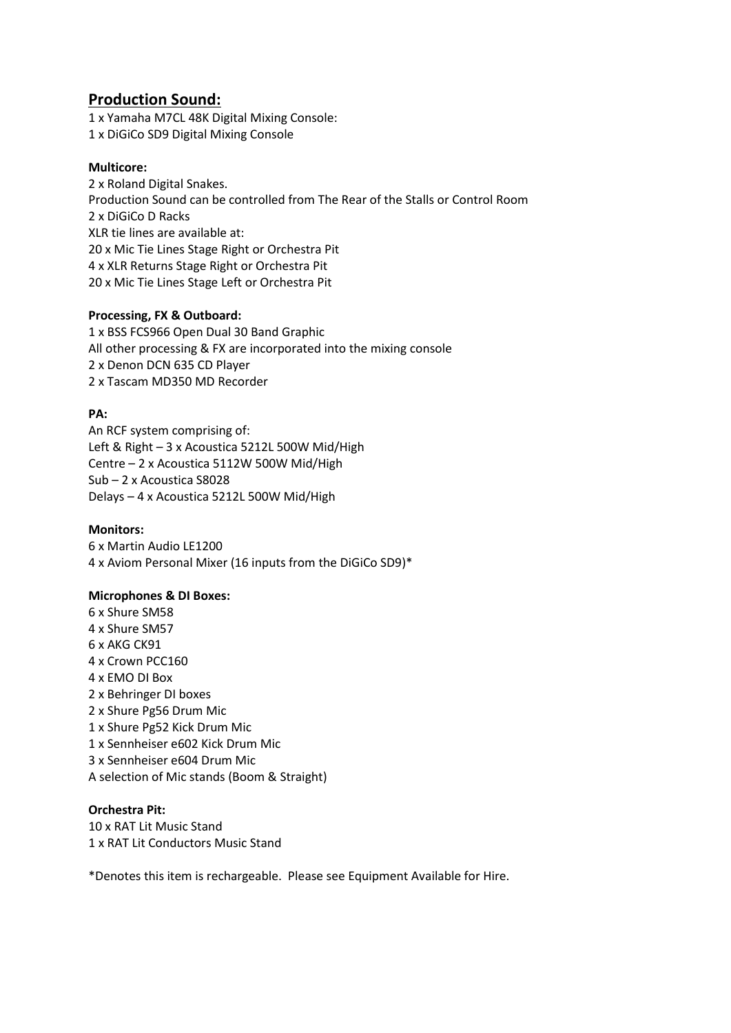## Production Sound:

1 x Yamaha M7CL 48K Digital Mixing Console:
1 x DiGiCo SD9 Digital Mixing Console

**Multicore:**

2 x Roland Digital Snakes.
Production Sound can be controlled from The Rear of the Stalls or Control Room
2 x DiGiCo D Racks
XLR tie lines are available at:
20 x Mic Tie Lines Stage Right or Orchestra Pit
4 x XLR Returns Stage Right or Orchestra Pit
20 x Mic Tie Lines Stage Left or Orchestra Pit

**Processing, FX & Outboard:**

1 x BSS FCS966 Open Dual 30 Band Graphic
All other processing & FX are incorporated into the mixing console
2 x Denon DCN 635 CD Player
2 x Tascam MD350 MD Recorder

**PA:**

An RCF system comprising of:
Left & Right – 3 x Acoustica 5212L 500W Mid/High
Centre – 2 x Acoustica 5112W 500W Mid/High
Sub – 2 x Acoustica S8028
Delays – 4 x Acoustica 5212L 500W Mid/High

**Monitors:**

6 x Martin Audio LE1200
4 x Aviom Personal Mixer (16 inputs from the DiGiCo SD9)*

**Microphones & DI Boxes:**

6 x Shure SM58
4 x Shure SM57
6 x AKG CK91
4 x Crown PCC160
4 x EMO DI Box
2 x Behringer DI boxes
2 x Shure Pg56 Drum Mic
1 x Shure Pg52 Kick Drum Mic
1 x Sennheiser e602 Kick Drum Mic
3 x Sennheiser e604 Drum Mic
A selection of Mic stands (Boom & Straight)

**Orchestra Pit:**

10 x RAT Lit Music Stand
1 x RAT Lit Conductors Music Stand

*Denotes this item is rechargeable. Please see Equipment Available for Hire.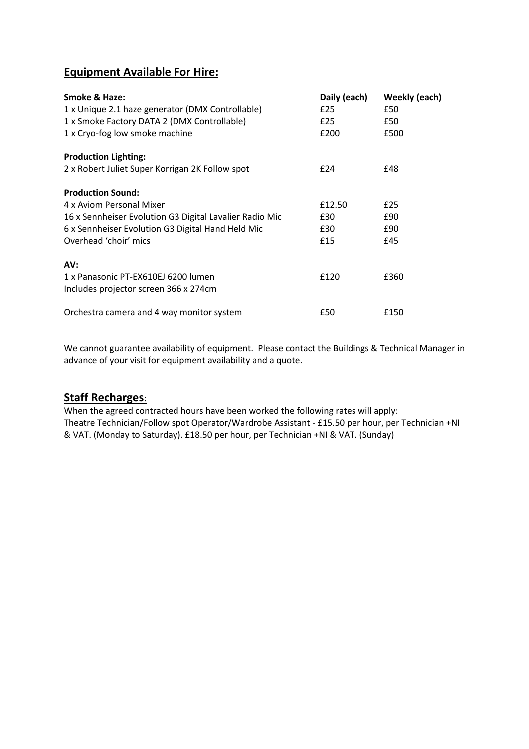## Equipment Available For Hire:

| | Daily (each) | Weekly (each) |
|---|---|---|
| **Smoke & Haze:** | | |
| 1 x Unique 2.1 haze generator (DMX Controllable) | £25 | £50 |
| 1 x Smoke Factory DATA 2 (DMX Controllable) | £25 | £50 |
| 1 x Cryo-fog low smoke machine | £200 | £500 |
| **Production Lighting:** | | |
| 2 x Robert Juliet Super Korrigan 2K Follow spot | £24 | £48 |
| **Production Sound:** | | |
| 4 x Aviom Personal Mixer | £12.50 | £25 |
| 16 x Sennheiser Evolution G3 Digital Lavalier Radio Mic | £30 | £90 |
| 6 x Sennheiser Evolution G3 Digital Hand Held Mic | £30 | £90 |
| Overhead 'choir' mics | £15 | £45 |
| **AV:** | | |
| 1 x Panasonic PT-EX610EJ 6200 lumen<br>Includes projector screen 366 x 274cm | £120 | £360 |
| Orchestra camera and 4 way monitor system | £50 | £150 |

We cannot guarantee availability of equipment. Please contact the Buildings & Technical Manager in advance of your visit for equipment availability and a quote.

## Staff Recharges:

When the agreed contracted hours have been worked the following rates will apply:
Theatre Technician/Follow spot Operator/Wardrobe Assistant - £15.50 per hour, per Technician +NI & VAT. (Monday to Saturday). £18.50 per hour, per Technician +NI & VAT. (Sunday)